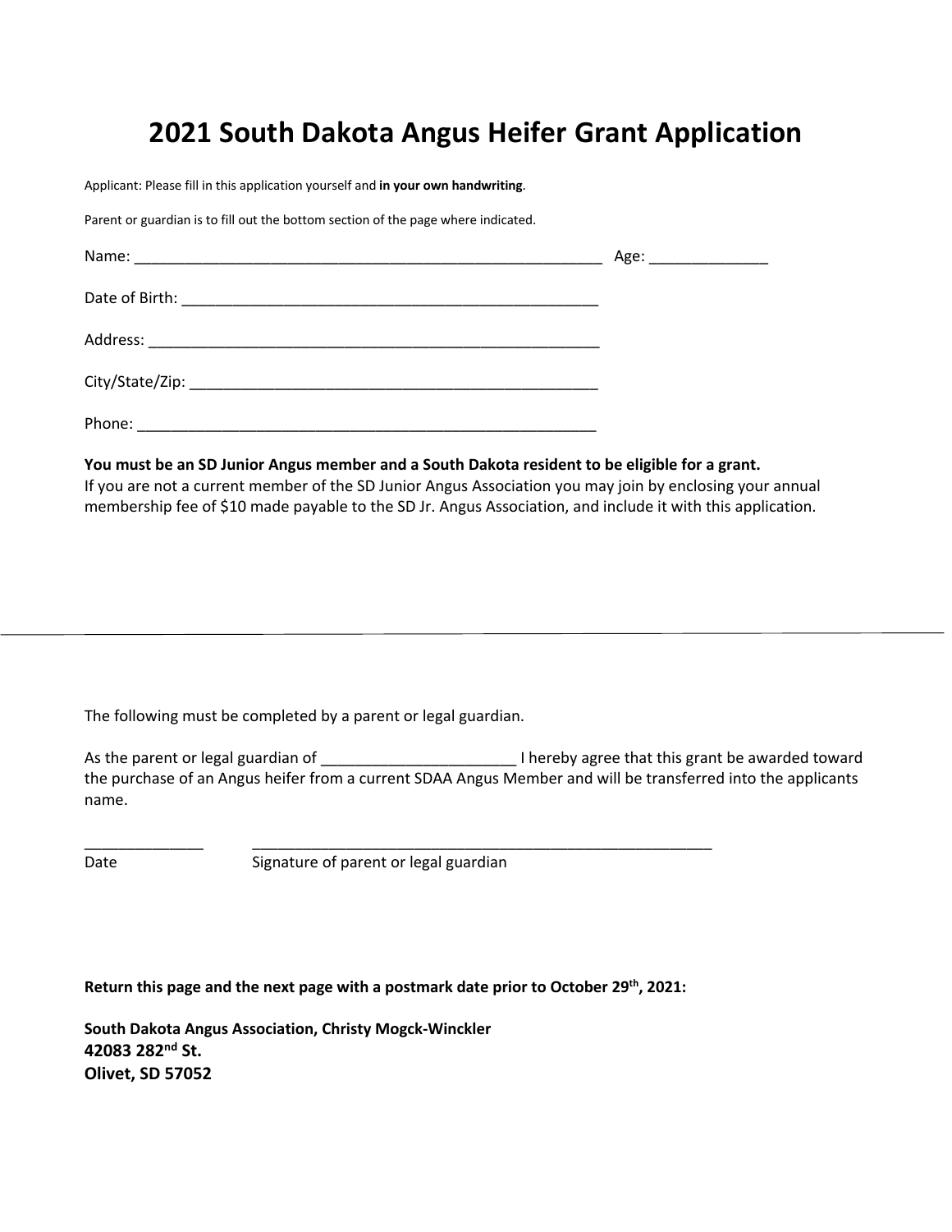# 2021 South Dakota Angus Heifer Grant Application

Applicant: Please fill in this application yourself and **in your own handwriting**.

Parent or guardian is to fill out the bottom section of the page where indicated.

Name: ________________________________________________________ Age: _____________

Date of Birth: _________________________________________________

Address: _____________________________________________________

City/State/Zip: _______________________________________________

Phone: ______________________________________________________

**You must be an SD Junior Angus member and a South Dakota resident to be eligible for a grant.**
If you are not a current member of the SD Junior Angus Association you may join by enclosing your annual membership fee of $10 made payable to the SD Jr. Angus Association, and include it with this application.

---

The following must be completed by a parent or legal guardian.

As the parent or legal guardian of ______________________ I hereby agree that this grant be awarded toward the purchase of an Angus heifer from a current SDAA Angus Member and will be transferred into the applicants name.

_____________ _______________________________________________________

Date Signature of parent or legal guardian

**Return this page and the next page with a postmark date prior to October 29th, 2021:**

**South Dakota Angus Association, Christy Mogck-Winckler**
**42083 282nd St.**
**Olivet, SD 57052**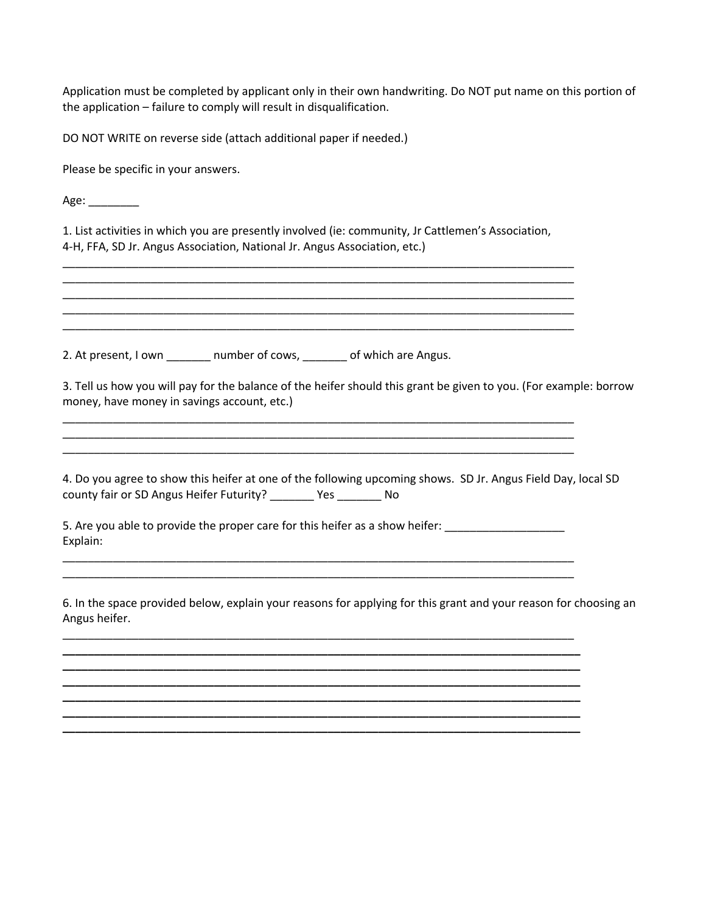Application must be completed by applicant only in their own handwriting. Do NOT put name on this portion of the application – failure to comply will result in disqualification.

DO NOT WRITE on reverse side (attach additional paper if needed.)

Please be specific in your answers.

Age: ________

1. List activities in which you are presently involved (ie: community, Jr Cattlemen's Association, 4-H, FFA, SD Jr. Angus Association, National Jr. Angus Association, etc.)

_____________________________________________________________________________________
_____________________________________________________________________________________
_____________________________________________________________________________________
_____________________________________________________________________________________
_____________________________________________________________________________________

2. At present, I own _______ number of cows, _______ of which are Angus.

3. Tell us how you will pay for the balance of the heifer should this grant be given to you. (For example: borrow money, have money in savings account, etc.)

_____________________________________________________________________________________
_____________________________________________________________________________________
_____________________________________________________________________________________

4. Do you agree to show this heifer at one of the following upcoming shows. SD Jr. Angus Field Day, local SD county fair or SD Angus Heifer Futurity? _______ Yes _______ No

5. Are you able to provide the proper care for this heifer as a show heifer: ___________________
Explain:

_____________________________________________________________________________________
_____________________________________________________________________________________

6. In the space provided below, explain your reasons for applying for this grant and your reason for choosing an Angus heifer.

_____________________________________________________________________________________
_____________________________________________________________________________________
_____________________________________________________________________________________
_____________________________________________________________________________________
_____________________________________________________________________________________
_____________________________________________________________________________________
_____________________________________________________________________________________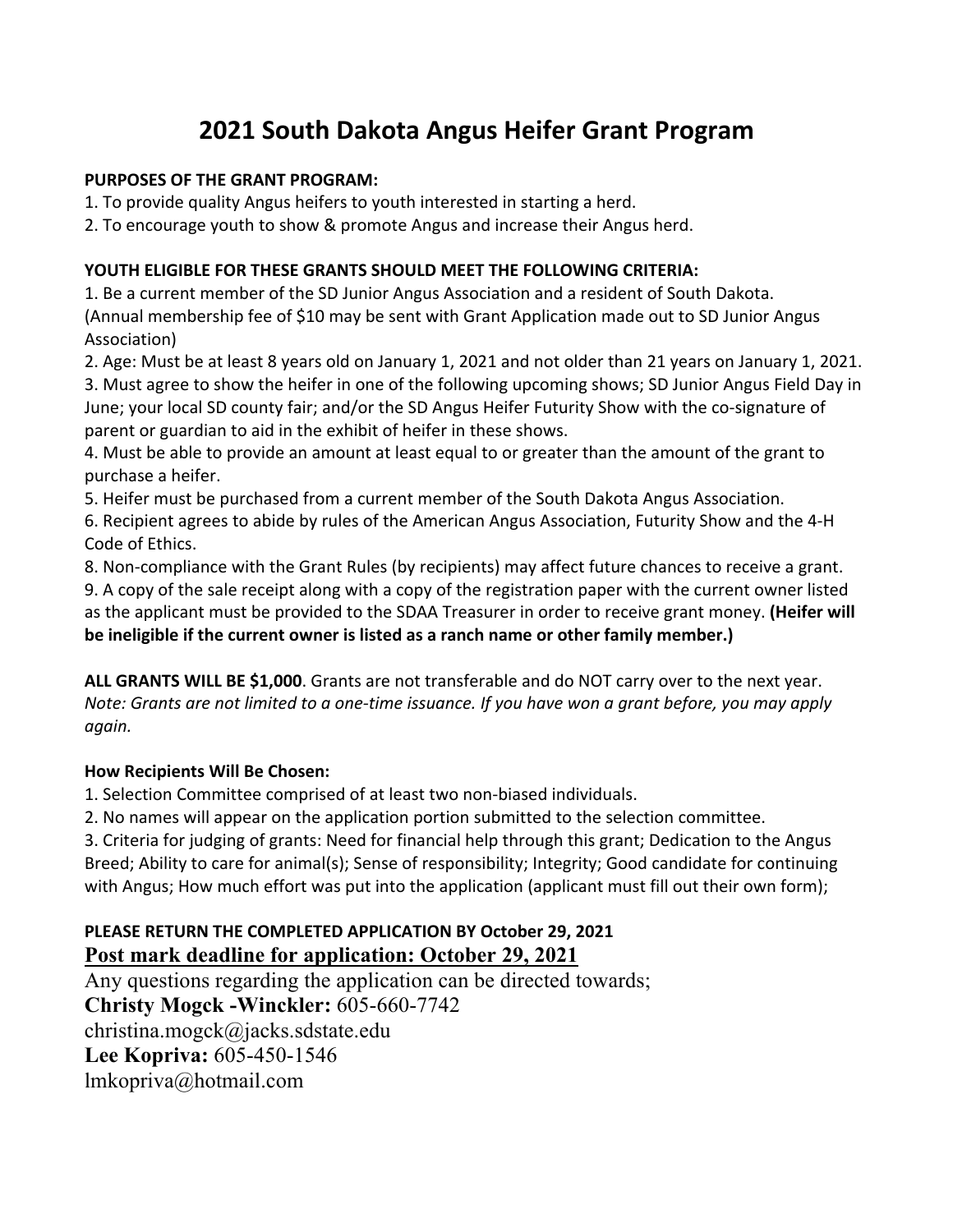# 2021 South Dakota Angus Heifer Grant Program

**PURPOSES OF THE GRANT PROGRAM:**

1. To provide quality Angus heifers to youth interested in starting a herd.
2. To encourage youth to show & promote Angus and increase their Angus herd.

**YOUTH ELIGIBLE FOR THESE GRANTS SHOULD MEET THE FOLLOWING CRITERIA:**

1. Be a current member of the SD Junior Angus Association and a resident of South Dakota. (Annual membership fee of $10 may be sent with Grant Application made out to SD Junior Angus Association)
2. Age: Must be at least 8 years old on January 1, 2021 and not older than 21 years on January 1, 2021.
3. Must agree to show the heifer in one of the following upcoming shows; SD Junior Angus Field Day in June; your local SD county fair; and/or the SD Angus Heifer Futurity Show with the co-signature of parent or guardian to aid in the exhibit of heifer in these shows.
4. Must be able to provide an amount at least equal to or greater than the amount of the grant to purchase a heifer.
5. Heifer must be purchased from a current member of the South Dakota Angus Association.
6. Recipient agrees to abide by rules of the American Angus Association, Futurity Show and the 4-H Code of Ethics.
8. Non-compliance with the Grant Rules (by recipients) may affect future chances to receive a grant.
9. A copy of the sale receipt along with a copy of the registration paper with the current owner listed as the applicant must be provided to the SDAA Treasurer in order to receive grant money. **(Heifer will be ineligible if the current owner is listed as a ranch name or other family member.)**

**ALL GRANTS WILL BE $1,000**. Grants are not transferable and do NOT carry over to the next year. *Note: Grants are not limited to a one-time issuance. If you have won a grant before, you may apply again.*

**How Recipients Will Be Chosen:**

1. Selection Committee comprised of at least two non-biased individuals.
2. No names will appear on the application portion submitted to the selection committee.
3. Criteria for judging of grants: Need for financial help through this grant; Dedication to the Angus Breed; Ability to care for animal(s); Sense of responsibility; Integrity; Good candidate for continuing with Angus; How much effort was put into the application (applicant must fill out their own form);

**PLEASE RETURN THE COMPLETED APPLICATION BY October 29, 2021**

**Post mark deadline for application: October 29, 2021**

Any questions regarding the application can be directed towards;

**Christy Mogck -Winckler:** 605-660-7742

christina.mogck@jacks.sdstate.edu

**Lee Kopriva:** 605-450-1546

lmkopriva@hotmail.com